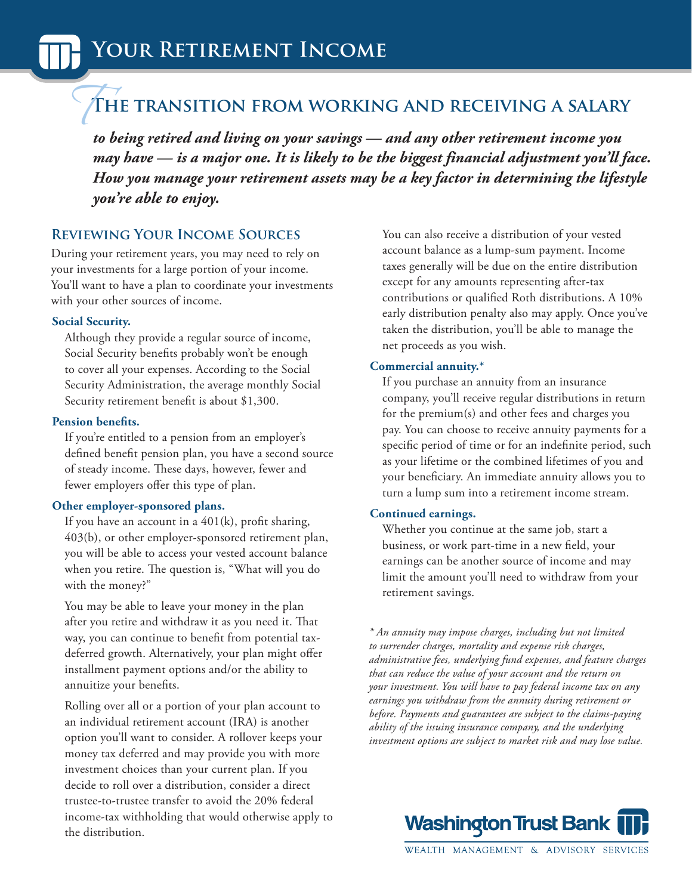# Your Retirement Income

## The transition from working and receiving a salary

***to being retired and living on your savings — and any other retirement income you may have — is a major one. It is likely to be the biggest financial adjustment you'll face. How you manage your retirement assets may be a key factor in determining the lifestyle you're able to enjoy.***

### Reviewing Your Income Sources

During your retirement years, you may need to rely on your investments for a large portion of your income. You'll want to have a plan to coordinate your investments with your other sources of income.

**Social Security.**

Although they provide a regular source of income, Social Security benefits probably won't be enough to cover all your expenses. According to the Social Security Administration, the average monthly Social Security retirement benefit is about $1,300.

**Pension benefits.**

If you're entitled to a pension from an employer's defined benefit pension plan, you have a second source of steady income. These days, however, fewer and fewer employers offer this type of plan.

**Other employer-sponsored plans.**

If you have an account in a 401(k), profit sharing, 403(b), or other employer-sponsored retirement plan, you will be able to access your vested account balance when you retire. The question is, "What will you do with the money?"

You may be able to leave your money in the plan after you retire and withdraw it as you need it. That way, you can continue to benefit from potential tax-deferred growth. Alternatively, your plan might offer installment payment options and/or the ability to annuitize your benefits.

Rolling over all or a portion of your plan account to an individual retirement account (IRA) is another option you'll want to consider. A rollover keeps your money tax deferred and may provide you with more investment choices than your current plan. If you decide to roll over a distribution, consider a direct trustee-to-trustee transfer to avoid the 20% federal income-tax withholding that would otherwise apply to the distribution.

You can also receive a distribution of your vested account balance as a lump-sum payment. Income taxes generally will be due on the entire distribution except for any amounts representing after-tax contributions or qualified Roth distributions. A 10% early distribution penalty also may apply. Once you've taken the distribution, you'll be able to manage the net proceeds as you wish.

**Commercial annuity.***

If you purchase an annuity from an insurance company, you'll receive regular distributions in return for the premium(s) and other fees and charges you pay. You can choose to receive annuity payments for a specific period of time or for an indefinite period, such as your lifetime or the combined lifetimes of you and your beneficiary. An immediate annuity allows you to turn a lump sum into a retirement income stream.

**Continued earnings.**

Whether you continue at the same job, start a business, or work part-time in a new field, your earnings can be another source of income and may limit the amount you'll need to withdraw from your retirement savings.

*\* An annuity may impose charges, including but not limited to surrender charges, mortality and expense risk charges, administrative fees, underlying fund expenses, and feature charges that can reduce the value of your account and the return on your investment. You will have to pay federal income tax on any earnings you withdraw from the annuity during retirement or before. Payments and guarantees are subject to the claims-paying ability of the issuing insurance company, and the underlying investment options are subject to market risk and may lose value.*

Washington Trust Bank

WEALTH MANAGEMENT & ADVISORY SERVICES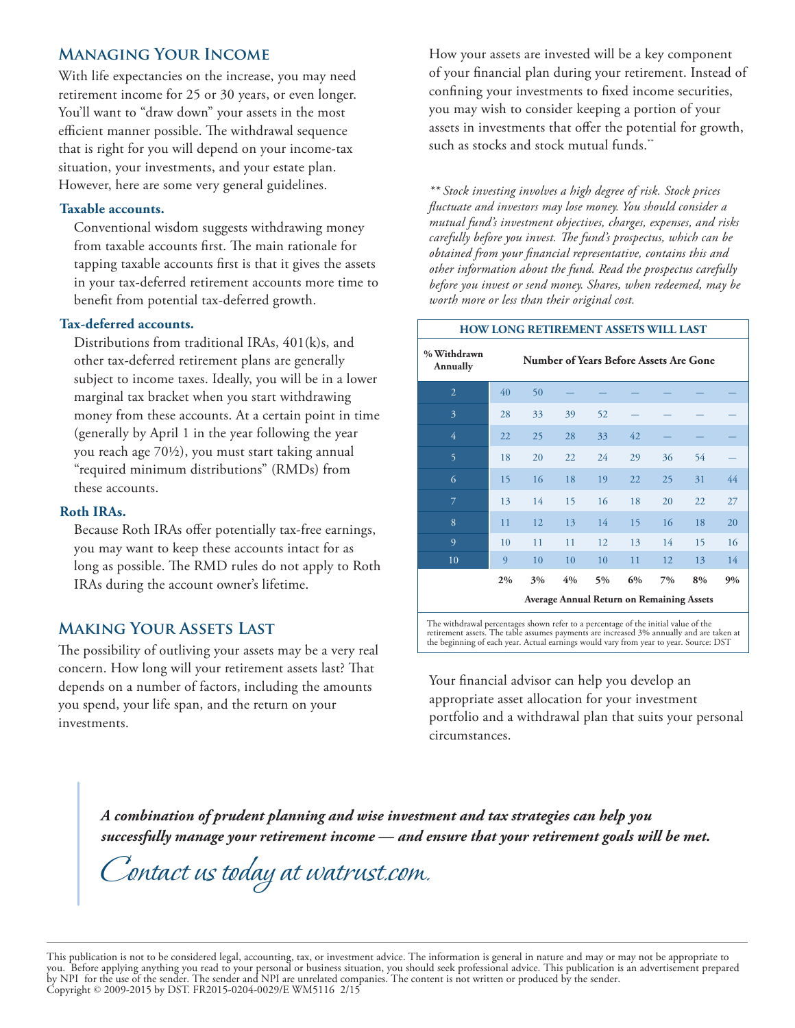## Managing Your Income

With life expectancies on the increase, you may need retirement income for 25 or 30 years, or even longer. You'll want to "draw down" your assets in the most efficient manner possible. The withdrawal sequence that is right for you will depend on your income-tax situation, your investments, and your estate plan. However, here are some very general guidelines.

**Taxable accounts.**

Conventional wisdom suggests withdrawing money from taxable accounts first. The main rationale for tapping taxable accounts first is that it gives the assets in your tax-deferred retirement accounts more time to benefit from potential tax-deferred growth.

**Tax-deferred accounts.**

Distributions from traditional IRAs, 401(k)s, and other tax-deferred retirement plans are generally subject to income taxes. Ideally, you will be in a lower marginal tax bracket when you start withdrawing money from these accounts. At a certain point in time (generally by April 1 in the year following the year you reach age 70½), you must start taking annual "required minimum distributions" (RMDs) from these accounts.

**Roth IRAs.**

Because Roth IRAs offer potentially tax-free earnings, you may want to keep these accounts intact for as long as possible. The RMD rules do not apply to Roth IRAs during the account owner's lifetime.

## Making Your Assets Last

The possibility of outliving your assets may be a very real concern. How long will your retirement assets last? That depends on a number of factors, including the amounts you spend, your life span, and the return on your investments.

How your assets are invested will be a key component of your financial plan during your retirement. Instead of confining your investments to fixed income securities, you may wish to consider keeping a portion of your assets in investments that offer the potential for growth, such as stocks and stock mutual funds.**

*** Stock investing involves a high degree of risk. Stock prices fluctuate and investors may lose money. You should consider a mutual fund's investment objectives, charges, expenses, and risks carefully before you invest. The fund's prospectus, which can be obtained from your financial representative, contains this and other information about the fund. Read the prospectus carefully before you invest or send money. Shares, when redeemed, may be worth more or less than their original cost.*

**HOW LONG RETIREMENT ASSETS WILL LAST**

| % Withdrawn Annually | Number of Years Before Assets Are Gone | | | | | | | |
|---|---|---|---|---|---|---|---|---|
| 2 | 40 | 50 | — | — | — | — | — | — |
| 3 | 28 | 33 | 39 | 52 | — | — | — | — |
| 4 | 22 | 25 | 28 | 33 | 42 | — | — | — |
| 5 | 18 | 20 | 22 | 24 | 29 | 36 | 54 | — |
| 6 | 15 | 16 | 18 | 19 | 22 | 25 | 31 | 44 |
| 7 | 13 | 14 | 15 | 16 | 18 | 20 | 22 | 27 |
| 8 | 11 | 12 | 13 | 14 | 15 | 16 | 18 | 20 |
| 9 | 10 | 11 | 11 | 12 | 13 | 14 | 15 | 16 |
| 10 | 9 | 10 | 10 | 10 | 11 | 12 | 13 | 14 |
| | **2%** | **3%** | **4%** | **5%** | **6%** | **7%** | **8%** | **9%** |
| | **Average Annual Return on Remaining Assets** | | | | | | | |

The withdrawal percentages shown refer to a percentage of the initial value of the retirement assets. The table assumes payments are increased 3% annually and are taken at the beginning of each year. Actual earnings would vary from year to year. Source: DST

Your financial advisor can help you develop an appropriate asset allocation for your investment portfolio and a withdrawal plan that suits your personal circumstances.

***A combination of prudent planning and wise investment and tax strategies can help you successfully manage your retirement income — and ensure that your retirement goals will be met.***

*Contact us today at watrust.com.*

This publication is not to be considered legal, accounting, tax, or investment advice. The information is general in nature and may or may not be appropriate to you. Before applying anything you read to your personal or business situation, you should seek professional advice. This publication is an advertisement prepared by NPI for the use of the sender. The sender and NPI are unrelated companies. The content is not written or produced by the sender.
Copyright © 2009-2015 by DST. FR2015-0204-0029/E WM5116 2/15